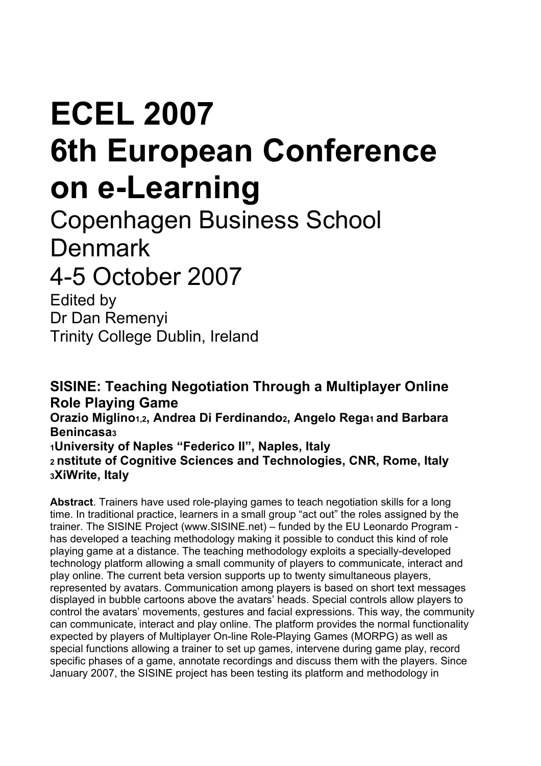# ECEL 2007
# 6th European Conference on e-Learning

## Copenhagen Business School Denmark

## 4-5 October 2007

Edited by
Dr Dan Remenyi
Trinity College Dublin, Ireland

### SISINE: Teaching Negotiation Through a Multiplayer Online Role Playing Game

**Orazio Miglino[1,2], Andrea Di Ferdinando[2], Angelo Rega[1] and Barbara Benincasa[3]**

**[1]University of Naples "Federico II", Naples, Italy**
**[2] nstitute of Cognitive Sciences and Technologies, CNR, Rome, Italy**
**[3]XiWrite, Italy**

**Abstract**. Trainers have used role-playing games to teach negotiation skills for a long time. In traditional practice, learners in a small group "act out" the roles assigned by the trainer. The SISINE Project (www.SISINE.net) – funded by the EU Leonardo Program - has developed a teaching methodology making it possible to conduct this kind of role playing game at a distance. The teaching methodology exploits a specially-developed technology platform allowing a small community of players to communicate, interact and play online. The current beta version supports up to twenty simultaneous players, represented by avatars. Communication among players is based on short text messages displayed in bubble cartoons above the avatars' heads. Special controls allow players to control the avatars' movements, gestures and facial expressions. This way, the community can communicate, interact and play online. The platform provides the normal functionality expected by players of Multiplayer On-line Role-Playing Games (MORPG) as well as special functions allowing a trainer to set up games, intervene during game play, record specific phases of a game, annotate recordings and discuss them with the players. Since January 2007, the SISINE project has been testing its platform and methodology in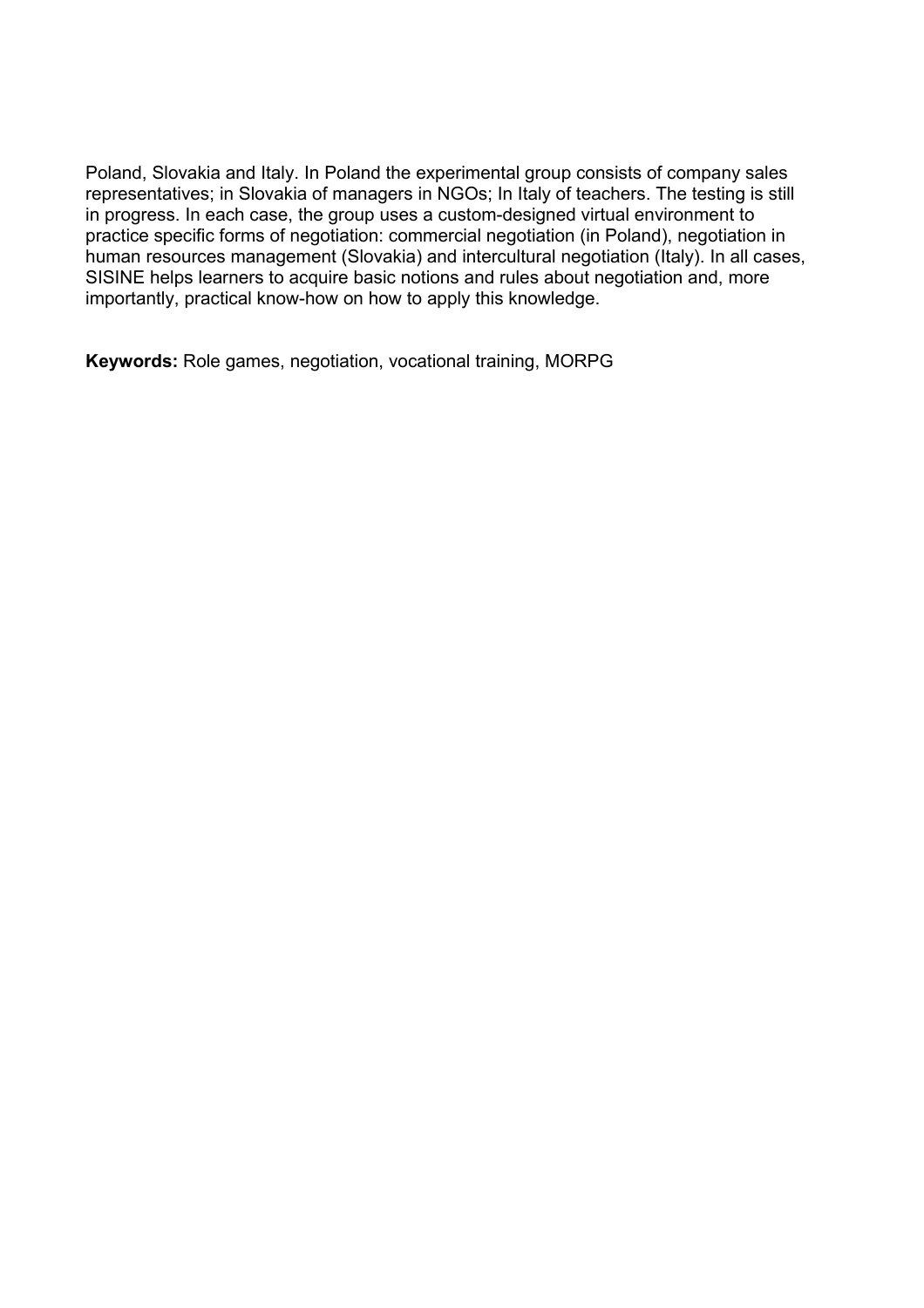Poland, Slovakia and Italy. In Poland the experimental group consists of company sales representatives; in Slovakia of managers in NGOs; In Italy of teachers. The testing is still in progress. In each case, the group uses a custom-designed virtual environment to practice specific forms of negotiation: commercial negotiation (in Poland), negotiation in human resources management (Slovakia) and intercultural negotiation (Italy). In all cases, SISINE helps learners to acquire basic notions and rules about negotiation and, more importantly, practical know-how on how to apply this knowledge.

**Keywords:** Role games, negotiation, vocational training, MORPG